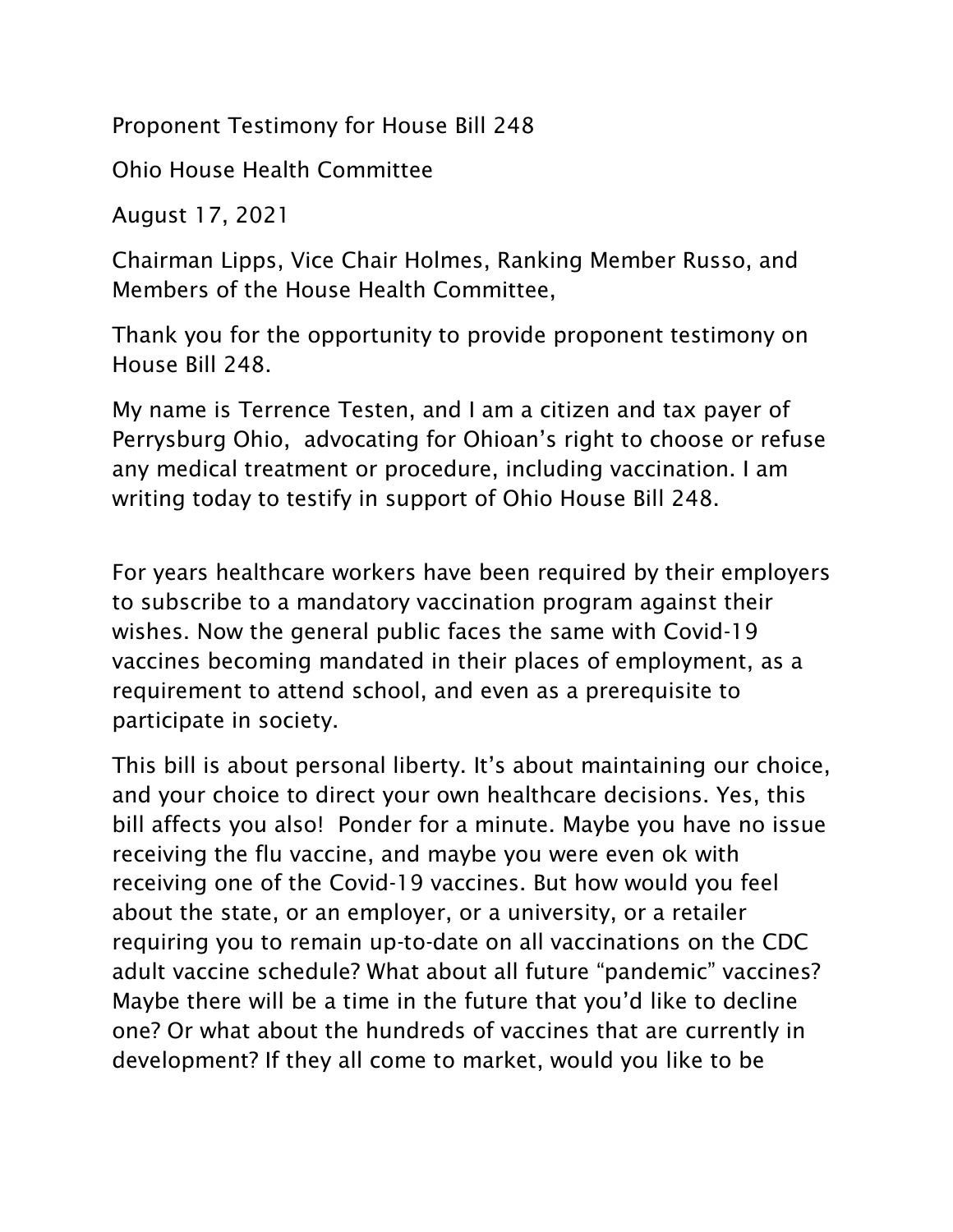Proponent Testimony for House Bill 248

Ohio House Health Committee

August 17, 2021

Chairman Lipps, Vice Chair Holmes, Ranking Member Russo, and Members of the House Health Committee,

Thank you for the opportunity to provide proponent testimony on House Bill 248.

My name is Terrence Testen, and I am a citizen and tax payer of Perrysburg Ohio, advocating for Ohioan's right to choose or refuse any medical treatment or procedure, including vaccination. I am writing today to testify in support of Ohio House Bill 248.

For years healthcare workers have been required by their employers to subscribe to a mandatory vaccination program against their wishes. Now the general public faces the same with Covid-19 vaccines becoming mandated in their places of employment, as a requirement to attend school, and even as a prerequisite to participate in society.

This bill is about personal liberty. It's about maintaining our choice, and your choice to direct your own healthcare decisions. Yes, this bill affects you also! Ponder for a minute. Maybe you have no issue receiving the flu vaccine, and maybe you were even ok with receiving one of the Covid-19 vaccines. But how would you feel about the state, or an employer, or a university, or a retailer requiring you to remain up-to-date on all vaccinations on the CDC adult vaccine schedule? What about all future "pandemic" vaccines? Maybe there will be a time in the future that you'd like to decline one? Or what about the hundreds of vaccines that are currently in development? If they all come to market, would you like to be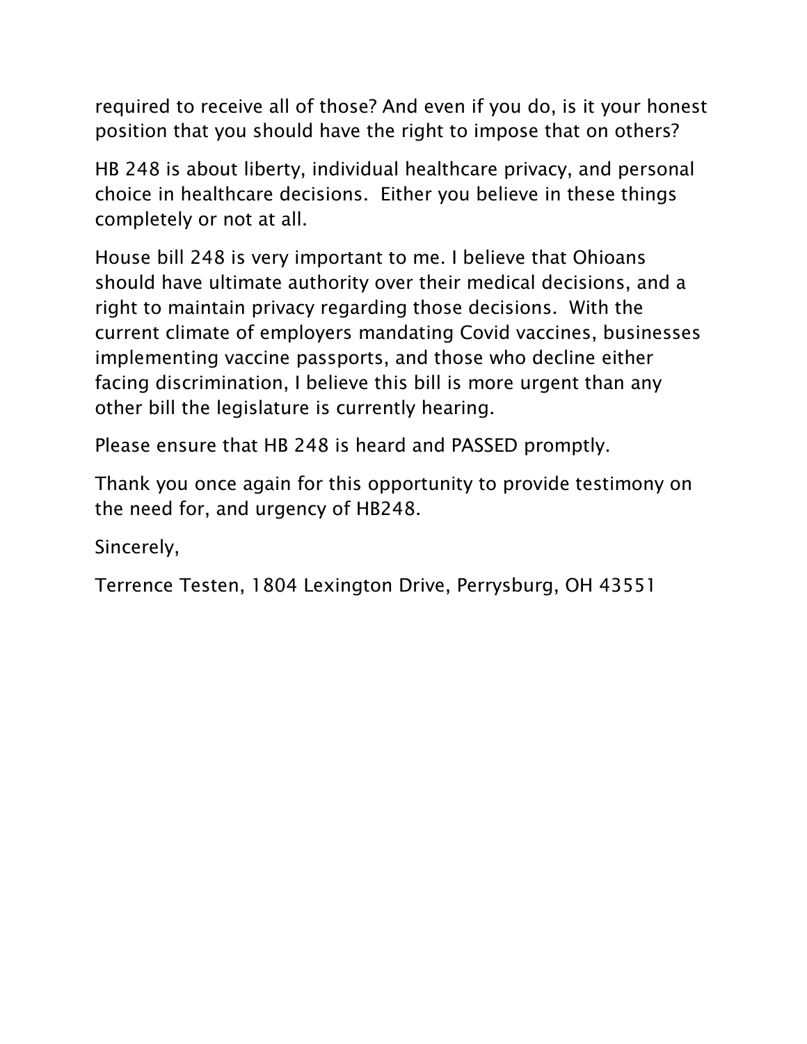required to receive all of those? And even if you do, is it your honest position that you should have the right to impose that on others?

HB 248 is about liberty, individual healthcare privacy, and personal choice in healthcare decisions. Either you believe in these things completely or not at all.

House bill 248 is very important to me. I believe that Ohioans should have ultimate authority over their medical decisions, and a right to maintain privacy regarding those decisions. With the current climate of employers mandating Covid vaccines, businesses implementing vaccine passports, and those who decline either facing discrimination, I believe this bill is more urgent than any other bill the legislature is currently hearing.

Please ensure that HB 248 is heard and PASSED promptly.

Thank you once again for this opportunity to provide testimony on the need for, and urgency of HB248.

Sincerely,

Terrence Testen, 1804 Lexington Drive, Perrysburg, OH 43551